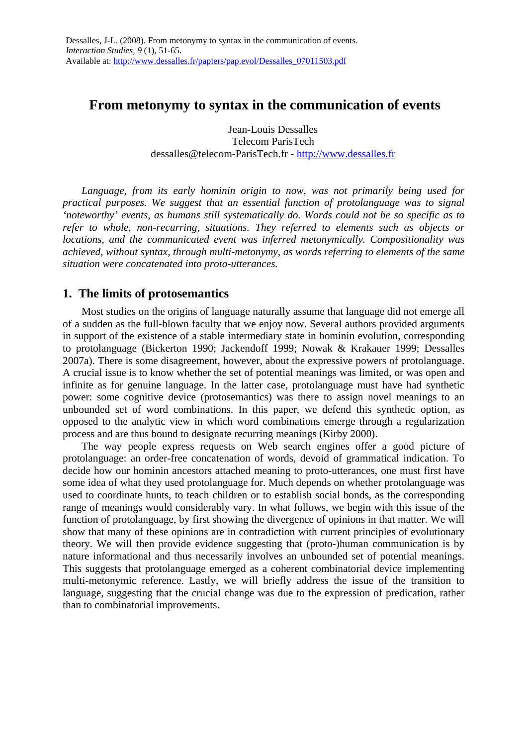Dessalles, J-L. (2008). From metonymy to syntax in the communication of events. *Interaction Studies*, *9* (1), 51-65.
Available at: http://www.dessalles.fr/papiers/pap.evol/Dessalles_07011503.pdf

# From metonymy to syntax in the communication of events

Jean-Louis Dessalles
Telecom ParisTech
dessalles@telecom-ParisTech.fr - http://www.dessalles.fr

*Language, from its early hominin origin to now, was not primarily being used for practical purposes. We suggest that an essential function of protolanguage was to signal 'noteworthy' events, as humans still systematically do. Words could not be so specific as to refer to whole, non-recurring, situations. They referred to elements such as objects or locations, and the communicated event was inferred metonymically. Compositionality was achieved, without syntax, through multi-metonymy, as words referring to elements of the same situation were concatenated into proto-utterances.*

## 1. The limits of protosemantics

Most studies on the origins of language naturally assume that language did not emerge all of a sudden as the full-blown faculty that we enjoy now. Several authors provided arguments in support of the existence of a stable intermediary state in hominin evolution, corresponding to protolanguage (Bickerton 1990; Jackendoff 1999; Nowak & Krakauer 1999; Dessalles 2007a). There is some disagreement, however, about the expressive powers of protolanguage. A crucial issue is to know whether the set of potential meanings was limited, or was open and infinite as for genuine language. In the latter case, protolanguage must have had synthetic power: some cognitive device (protosemantics) was there to assign novel meanings to an unbounded set of word combinations. In this paper, we defend this synthetic option, as opposed to the analytic view in which word combinations emerge through a regularization process and are thus bound to designate recurring meanings (Kirby 2000).

The way people express requests on Web search engines offer a good picture of protolanguage: an order-free concatenation of words, devoid of grammatical indication. To decide how our hominin ancestors attached meaning to proto-utterances, one must first have some idea of what they used protolanguage for. Much depends on whether protolanguage was used to coordinate hunts, to teach children or to establish social bonds, as the corresponding range of meanings would considerably vary. In what follows, we begin with this issue of the function of protolanguage, by first showing the divergence of opinions in that matter. We will show that many of these opinions are in contradiction with current principles of evolutionary theory. We will then provide evidence suggesting that (proto-)human communication is by nature informational and thus necessarily involves an unbounded set of potential meanings. This suggests that protolanguage emerged as a coherent combinatorial device implementing multi-metonymic reference. Lastly, we will briefly address the issue of the transition to language, suggesting that the crucial change was due to the expression of predication, rather than to combinatorial improvements.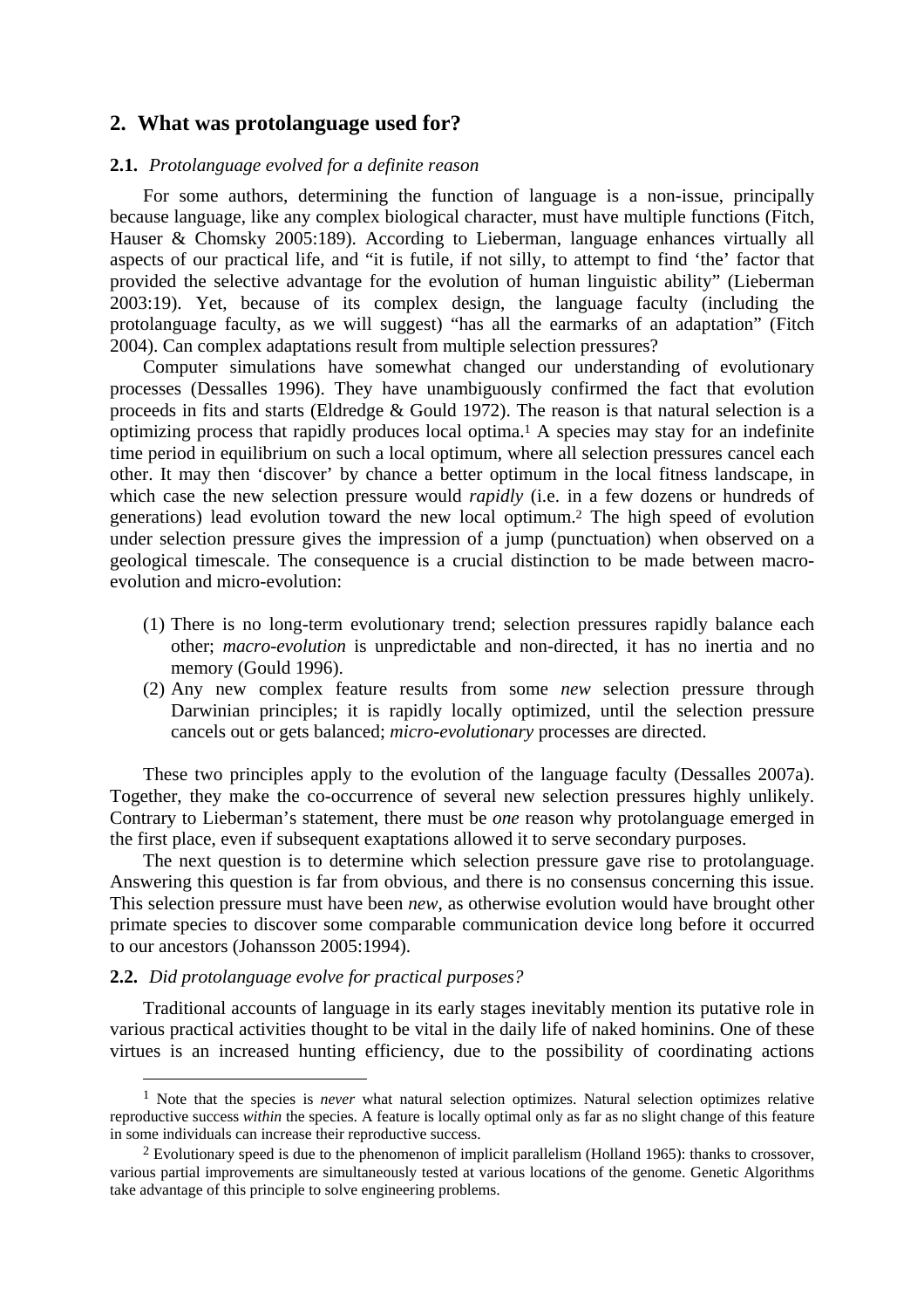## 2. What was protolanguage used for?

### 2.1. *Protolanguage evolved for a definite reason*

For some authors, determining the function of language is a non-issue, principally because language, like any complex biological character, must have multiple functions (Fitch, Hauser & Chomsky 2005:189). According to Lieberman, language enhances virtually all aspects of our practical life, and "it is futile, if not silly, to attempt to find 'the' factor that provided the selective advantage for the evolution of human linguistic ability" (Lieberman 2003:19). Yet, because of its complex design, the language faculty (including the protolanguage faculty, as we will suggest) "has all the earmarks of an adaptation" (Fitch 2004). Can complex adaptations result from multiple selection pressures?

Computer simulations have somewhat changed our understanding of evolutionary processes (Dessalles 1996). They have unambiguously confirmed the fact that evolution proceeds in fits and starts (Eldredge & Gould 1972). The reason is that natural selection is a optimizing process that rapidly produces local optima.[1] A species may stay for an indefinite time period in equilibrium on such a local optimum, where all selection pressures cancel each other. It may then 'discover' by chance a better optimum in the local fitness landscape, in which case the new selection pressure would *rapidly* (i.e. in a few dozens or hundreds of generations) lead evolution toward the new local optimum.[2] The high speed of evolution under selection pressure gives the impression of a jump (punctuation) when observed on a geological timescale. The consequence is a crucial distinction to be made between macro-evolution and micro-evolution:

(1) There is no long-term evolutionary trend; selection pressures rapidly balance each other; *macro-evolution* is unpredictable and non-directed, it has no inertia and no memory (Gould 1996).

(2) Any new complex feature results from some *new* selection pressure through Darwinian principles; it is rapidly locally optimized, until the selection pressure cancels out or gets balanced; *micro-evolutionary* processes are directed.

These two principles apply to the evolution of the language faculty (Dessalles 2007a). Together, they make the co-occurrence of several new selection pressures highly unlikely. Contrary to Lieberman's statement, there must be *one* reason why protolanguage emerged in the first place, even if subsequent exaptations allowed it to serve secondary purposes.

The next question is to determine which selection pressure gave rise to protolanguage. Answering this question is far from obvious, and there is no consensus concerning this issue. This selection pressure must have been *new*, as otherwise evolution would have brought other primate species to discover some comparable communication device long before it occurred to our ancestors (Johansson 2005:1994).

### 2.2. *Did protolanguage evolve for practical purposes?*

Traditional accounts of language in its early stages inevitably mention its putative role in various practical activities thought to be vital in the daily life of naked hominins. One of these virtues is an increased hunting efficiency, due to the possibility of coordinating actions

---

[1] Note that the species is *never* what natural selection optimizes. Natural selection optimizes relative reproductive success *within* the species. A feature is locally optimal only as far as no slight change of this feature in some individuals can increase their reproductive success.

[2] Evolutionary speed is due to the phenomenon of implicit parallelism (Holland 1965): thanks to crossover, various partial improvements are simultaneously tested at various locations of the genome. Genetic Algorithms take advantage of this principle to solve engineering problems.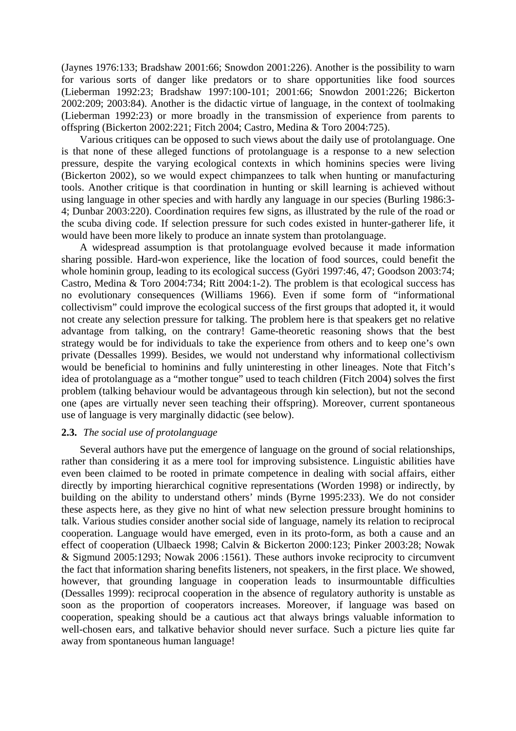(Jaynes 1976:133; Bradshaw 2001:66; Snowdon 2001:226). Another is the possibility to warn for various sorts of danger like predators or to share opportunities like food sources (Lieberman 1992:23; Bradshaw 1997:100-101; 2001:66; Snowdon 2001:226; Bickerton 2002:209; 2003:84). Another is the didactic virtue of language, in the context of toolmaking (Lieberman 1992:23) or more broadly in the transmission of experience from parents to offspring (Bickerton 2002:221; Fitch 2004; Castro, Medina & Toro 2004:725).

Various critiques can be opposed to such views about the daily use of protolanguage. One is that none of these alleged functions of protolanguage is a response to a new selection pressure, despite the varying ecological contexts in which hominins species were living (Bickerton 2002), so we would expect chimpanzees to talk when hunting or manufacturing tools. Another critique is that coordination in hunting or skill learning is achieved without using language in other species and with hardly any language in our species (Burling 1986:3-4; Dunbar 2003:220). Coordination requires few signs, as illustrated by the rule of the road or the scuba diving code. If selection pressure for such codes existed in hunter-gatherer life, it would have been more likely to produce an innate system than protolanguage.

A widespread assumption is that protolanguage evolved because it made information sharing possible. Hard-won experience, like the location of food sources, could benefit the whole hominin group, leading to its ecological success (Györi 1997:46, 47; Goodson 2003:74; Castro, Medina & Toro 2004:734; Ritt 2004:1-2). The problem is that ecological success has no evolutionary consequences (Williams 1966). Even if some form of "informational collectivism" could improve the ecological success of the first groups that adopted it, it would not create any selection pressure for talking. The problem here is that speakers get no relative advantage from talking, on the contrary! Game-theoretic reasoning shows that the best strategy would be for individuals to take the experience from others and to keep one's own private (Dessalles 1999). Besides, we would not understand why informational collectivism would be beneficial to hominins and fully uninteresting in other lineages. Note that Fitch's idea of protolanguage as a "mother tongue" used to teach children (Fitch 2004) solves the first problem (talking behaviour would be advantageous through kin selection), but not the second one (apes are virtually never seen teaching their offspring). Moreover, current spontaneous use of language is very marginally didactic (see below).

### 2.3. *The social use of protolanguage*

Several authors have put the emergence of language on the ground of social relationships, rather than considering it as a mere tool for improving subsistence. Linguistic abilities have even been claimed to be rooted in primate competence in dealing with social affairs, either directly by importing hierarchical cognitive representations (Worden 1998) or indirectly, by building on the ability to understand others' minds (Byrne 1995:233). We do not consider these aspects here, as they give no hint of what new selection pressure brought hominins to talk. Various studies consider another social side of language, namely its relation to reciprocal cooperation. Language would have emerged, even in its proto-form, as both a cause and an effect of cooperation (Ulbaeck 1998; Calvin & Bickerton 2000:123; Pinker 2003:28; Nowak & Sigmund 2005:1293; Nowak 2006 :1561). These authors invoke reciprocity to circumvent the fact that information sharing benefits listeners, not speakers, in the first place. We showed, however, that grounding language in cooperation leads to insurmountable difficulties (Dessalles 1999): reciprocal cooperation in the absence of regulatory authority is unstable as soon as the proportion of cooperators increases. Moreover, if language was based on cooperation, speaking should be a cautious act that always brings valuable information to well-chosen ears, and talkative behavior should never surface. Such a picture lies quite far away from spontaneous human language!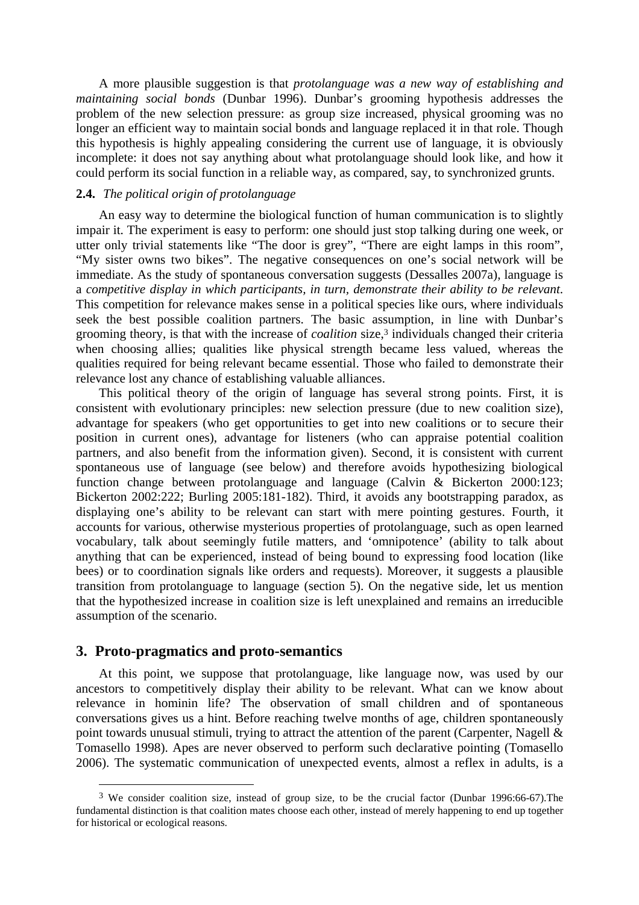A more plausible suggestion is that *protolanguage was a new way of establishing and maintaining social bonds* (Dunbar 1996). Dunbar's grooming hypothesis addresses the problem of the new selection pressure: as group size increased, physical grooming was no longer an efficient way to maintain social bonds and language replaced it in that role. Though this hypothesis is highly appealing considering the current use of language, it is obviously incomplete: it does not say anything about what protolanguage should look like, and how it could perform its social function in a reliable way, as compared, say, to synchronized grunts.

### 2.4. *The political origin of protolanguage*

An easy way to determine the biological function of human communication is to slightly impair it. The experiment is easy to perform: one should just stop talking during one week, or utter only trivial statements like "The door is grey", "There are eight lamps in this room", "My sister owns two bikes". The negative consequences on one's social network will be immediate. As the study of spontaneous conversation suggests (Dessalles 2007a), language is a *competitive display in which participants, in turn, demonstrate their ability to be relevant*. This competition for relevance makes sense in a political species like ours, where individuals seek the best possible coalition partners. The basic assumption, in line with Dunbar's grooming theory, is that with the increase of *coalition* size,[3] individuals changed their criteria when choosing allies; qualities like physical strength became less valued, whereas the qualities required for being relevant became essential. Those who failed to demonstrate their relevance lost any chance of establishing valuable alliances.

This political theory of the origin of language has several strong points. First, it is consistent with evolutionary principles: new selection pressure (due to new coalition size), advantage for speakers (who get opportunities to get into new coalitions or to secure their position in current ones), advantage for listeners (who can appraise potential coalition partners, and also benefit from the information given). Second, it is consistent with current spontaneous use of language (see below) and therefore avoids hypothesizing biological function change between protolanguage and language (Calvin & Bickerton 2000:123; Bickerton 2002:222; Burling 2005:181-182). Third, it avoids any bootstrapping paradox, as displaying one's ability to be relevant can start with mere pointing gestures. Fourth, it accounts for various, otherwise mysterious properties of protolanguage, such as open learned vocabulary, talk about seemingly futile matters, and 'omnipotence' (ability to talk about anything that can be experienced, instead of being bound to expressing food location (like bees) or to coordination signals like orders and requests). Moreover, it suggests a plausible transition from protolanguage to language (section 5). On the negative side, let us mention that the hypothesized increase in coalition size is left unexplained and remains an irreducible assumption of the scenario.

## 3. Proto-pragmatics and proto-semantics

At this point, we suppose that protolanguage, like language now, was used by our ancestors to competitively display their ability to be relevant. What can we know about relevance in hominin life? The observation of small children and of spontaneous conversations gives us a hint. Before reaching twelve months of age, children spontaneously point towards unusual stimuli, trying to attract the attention of the parent (Carpenter, Nagell & Tomasello 1998). Apes are never observed to perform such declarative pointing (Tomasello 2006). The systematic communication of unexpected events, almost a reflex in adults, is a

[3] We consider coalition size, instead of group size, to be the crucial factor (Dunbar 1996:66-67).The fundamental distinction is that coalition mates choose each other, instead of merely happening to end up together for historical or ecological reasons.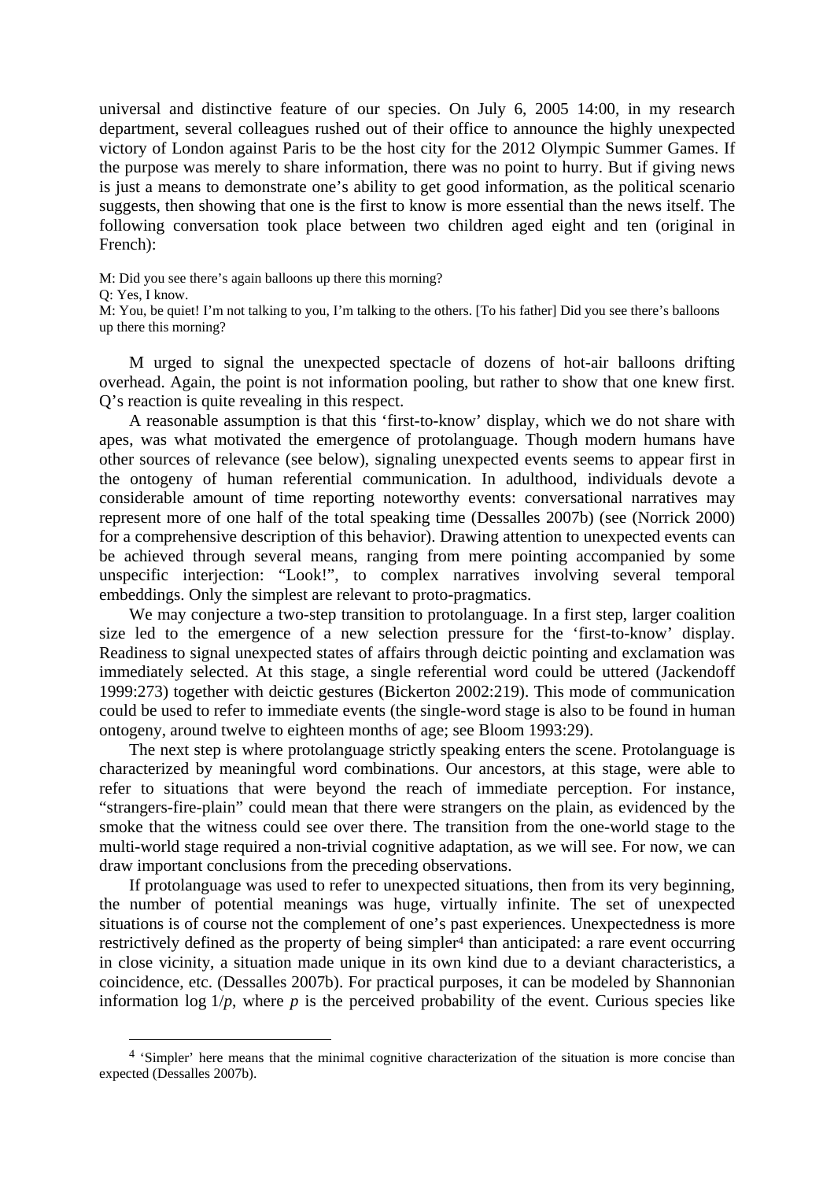universal and distinctive feature of our species. On July 6, 2005 14:00, in my research department, several colleagues rushed out of their office to announce the highly unexpected victory of London against Paris to be the host city for the 2012 Olympic Summer Games. If the purpose was merely to share information, there was no point to hurry. But if giving news is just a means to demonstrate one's ability to get good information, as the political scenario suggests, then showing that one is the first to know is more essential than the news itself. The following conversation took place between two children aged eight and ten (original in French):

M: Did you see there's again balloons up there this morning?
Q: Yes, I know.
M: You, be quiet! I'm not talking to you, I'm talking to the others. [To his father] Did you see there's balloons up there this morning?

M urged to signal the unexpected spectacle of dozens of hot-air balloons drifting overhead. Again, the point is not information pooling, but rather to show that one knew first. Q's reaction is quite revealing in this respect.

A reasonable assumption is that this 'first-to-know' display, which we do not share with apes, was what motivated the emergence of protolanguage. Though modern humans have other sources of relevance (see below), signaling unexpected events seems to appear first in the ontogeny of human referential communication. In adulthood, individuals devote a considerable amount of time reporting noteworthy events: conversational narratives may represent more of one half of the total speaking time (Dessalles 2007b) (see (Norrick 2000) for a comprehensive description of this behavior). Drawing attention to unexpected events can be achieved through several means, ranging from mere pointing accompanied by some unspecific interjection: "Look!", to complex narratives involving several temporal embeddings. Only the simplest are relevant to proto-pragmatics.

We may conjecture a two-step transition to protolanguage. In a first step, larger coalition size led to the emergence of a new selection pressure for the 'first-to-know' display. Readiness to signal unexpected states of affairs through deictic pointing and exclamation was immediately selected. At this stage, a single referential word could be uttered (Jackendoff 1999:273) together with deictic gestures (Bickerton 2002:219). This mode of communication could be used to refer to immediate events (the single-word stage is also to be found in human ontogeny, around twelve to eighteen months of age; see Bloom 1993:29).

The next step is where protolanguage strictly speaking enters the scene. Protolanguage is characterized by meaningful word combinations. Our ancestors, at this stage, were able to refer to situations that were beyond the reach of immediate perception. For instance, "strangers-fire-plain" could mean that there were strangers on the plain, as evidenced by the smoke that the witness could see over there. The transition from the one-world stage to the multi-world stage required a non-trivial cognitive adaptation, as we will see. For now, we can draw important conclusions from the preceding observations.

If protolanguage was used to refer to unexpected situations, then from its very beginning, the number of potential meanings was huge, virtually infinite. The set of unexpected situations is of course not the complement of one's past experiences. Unexpectedness is more restrictively defined as the property of being simpler[4] than anticipated: a rare event occurring in close vicinity, a situation made unique in its own kind due to a deviant characteristics, a coincidence, etc. (Dessalles 2007b). For practical purposes, it can be modeled by Shannonian information $\log 1/p$, where $p$ is the perceived probability of the event. Curious species like

[4] 'Simpler' here means that the minimal cognitive characterization of the situation is more concise than expected (Dessalles 2007b).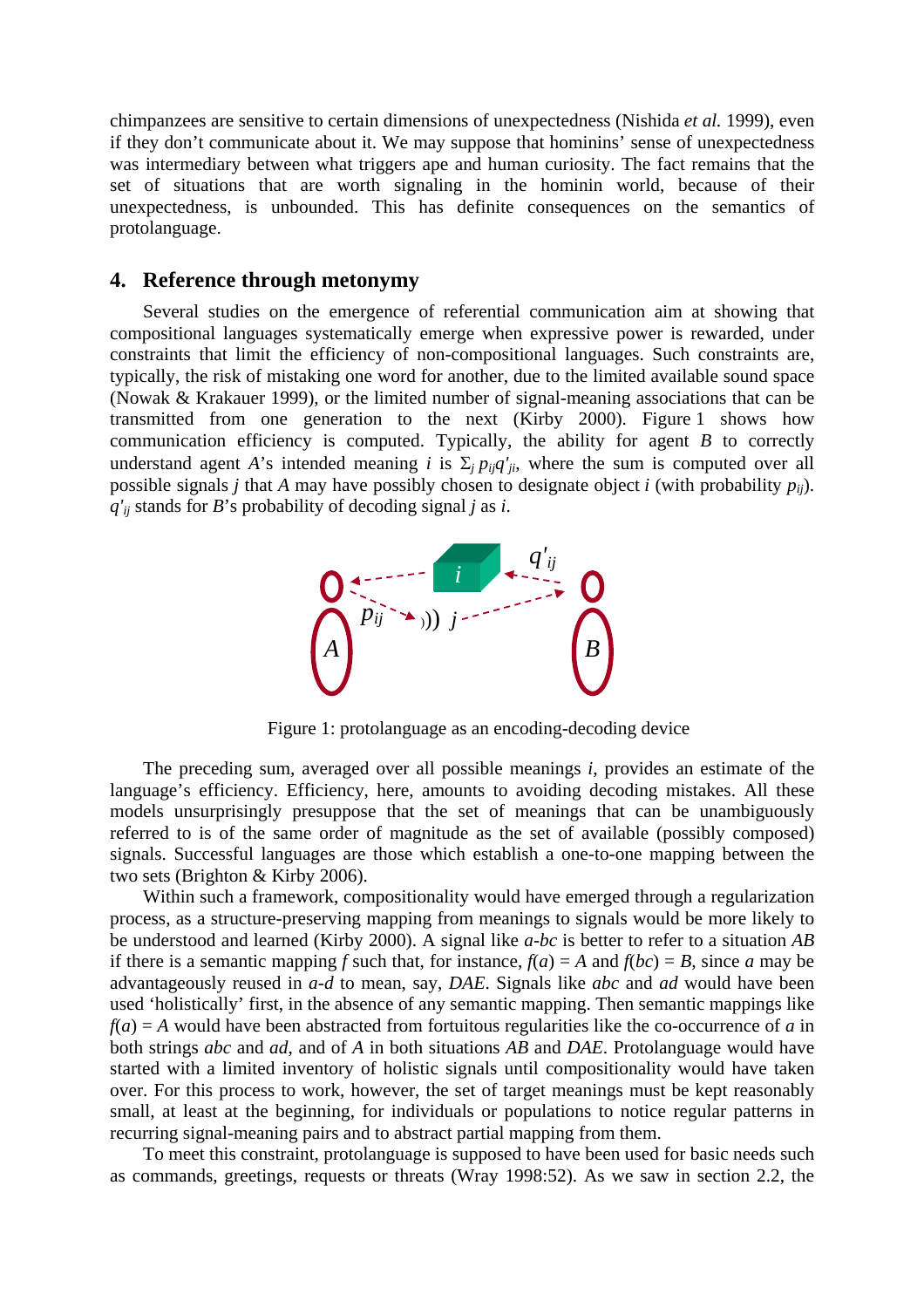chimpanzees are sensitive to certain dimensions of unexpectedness (Nishida *et al.* 1999), even if they don't communicate about it. We may suppose that hominins' sense of unexpectedness was intermediary between what triggers ape and human curiosity. The fact remains that the set of situations that are worth signaling in the hominin world, because of their unexpectedness, is unbounded. This has definite consequences on the semantics of protolanguage.

## 4. Reference through metonymy

Several studies on the emergence of referential communication aim at showing that compositional languages systematically emerge when expressive power is rewarded, under constraints that limit the efficiency of non-compositional languages. Such constraints are, typically, the risk of mistaking one word for another, due to the limited available sound space (Nowak & Krakauer 1999), or the limited number of signal-meaning associations that can be transmitted from one generation to the next (Kirby 2000). Figure 1 shows how communication efficiency is computed. Typically, the ability for agent $B$ to correctly understand agent $A$'s intended meaning $i$ is $\Sigma_j \, p_{ij} q'_{ji}$, where the sum is computed over all possible signals $j$ that $A$ may have possibly chosen to designate object $i$ (with probability $p_{ij}$). $q'_{ij}$ stands for $B$'s probability of decoding signal $j$ as $i$.

Figure 1: protolanguage as an encoding-decoding device

The preceding sum, averaged over all possible meanings $i$, provides an estimate of the language's efficiency. Efficiency, here, amounts to avoiding decoding mistakes. All these models unsurprisingly presuppose that the set of meanings that can be unambiguously referred to is of the same order of magnitude as the set of available (possibly composed) signals. Successful languages are those which establish a one-to-one mapping between the two sets (Brighton & Kirby 2006).

Within such a framework, compositionality would have emerged through a regularization process, as a structure-preserving mapping from meanings to signals would be more likely to be understood and learned (Kirby 2000). A signal like *a-bc* is better to refer to a situation *AB* if there is a semantic mapping *f* such that, for instance, $f(a) = A$ and $f(bc) = B$, since *a* may be advantageously reused in *a-d* to mean, say, *DAE*. Signals like *abc* and *ad* would have been used 'holistically' first, in the absence of any semantic mapping. Then semantic mappings like $f(a) = A$ would have been abstracted from fortuitous regularities like the co-occurrence of *a* in both strings *abc* and *ad*, and of *A* in both situations *AB* and *DAE*. Protolanguage would have started with a limited inventory of holistic signals until compositionality would have taken over. For this process to work, however, the set of target meanings must be kept reasonably small, at least at the beginning, for individuals or populations to notice regular patterns in recurring signal-meaning pairs and to abstract partial mapping from them.

To meet this constraint, protolanguage is supposed to have been used for basic needs such as commands, greetings, requests or threats (Wray 1998:52). As we saw in section 2.2, the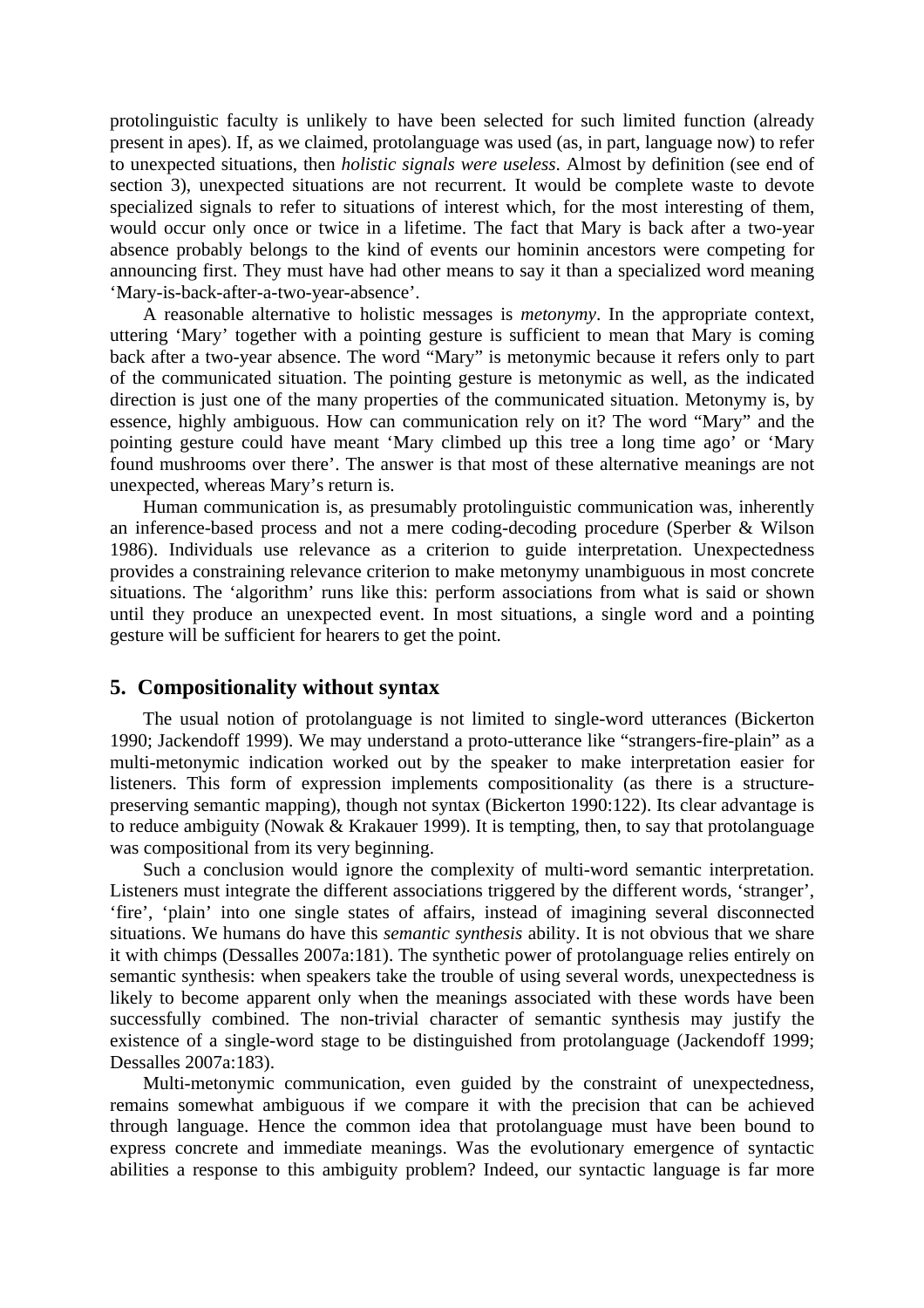protolinguistic faculty is unlikely to have been selected for such limited function (already present in apes). If, as we claimed, protolanguage was used (as, in part, language now) to refer to unexpected situations, then *holistic signals were useless*. Almost by definition (see end of section 3), unexpected situations are not recurrent. It would be complete waste to devote specialized signals to refer to situations of interest which, for the most interesting of them, would occur only once or twice in a lifetime. The fact that Mary is back after a two-year absence probably belongs to the kind of events our hominin ancestors were competing for announcing first. They must have had other means to say it than a specialized word meaning 'Mary-is-back-after-a-two-year-absence'.

A reasonable alternative to holistic messages is *metonymy*. In the appropriate context, uttering 'Mary' together with a pointing gesture is sufficient to mean that Mary is coming back after a two-year absence. The word "Mary" is metonymic because it refers only to part of the communicated situation. The pointing gesture is metonymic as well, as the indicated direction is just one of the many properties of the communicated situation. Metonymy is, by essence, highly ambiguous. How can communication rely on it? The word "Mary" and the pointing gesture could have meant 'Mary climbed up this tree a long time ago' or 'Mary found mushrooms over there'. The answer is that most of these alternative meanings are not unexpected, whereas Mary's return is.

Human communication is, as presumably protolinguistic communication was, inherently an inference-based process and not a mere coding-decoding procedure (Sperber & Wilson 1986). Individuals use relevance as a criterion to guide interpretation. Unexpectedness provides a constraining relevance criterion to make metonymy unambiguous in most concrete situations. The 'algorithm' runs like this: perform associations from what is said or shown until they produce an unexpected event. In most situations, a single word and a pointing gesture will be sufficient for hearers to get the point.

## 5. Compositionality without syntax

The usual notion of protolanguage is not limited to single-word utterances (Bickerton 1990; Jackendoff 1999). We may understand a proto-utterance like "strangers-fire-plain" as a multi-metonymic indication worked out by the speaker to make interpretation easier for listeners. This form of expression implements compositionality (as there is a structure-preserving semantic mapping), though not syntax (Bickerton 1990:122). Its clear advantage is to reduce ambiguity (Nowak & Krakauer 1999). It is tempting, then, to say that protolanguage was compositional from its very beginning.

Such a conclusion would ignore the complexity of multi-word semantic interpretation. Listeners must integrate the different associations triggered by the different words, 'stranger', 'fire', 'plain' into one single states of affairs, instead of imagining several disconnected situations. We humans do have this *semantic synthesis* ability. It is not obvious that we share it with chimps (Dessalles 2007a:181). The synthetic power of protolanguage relies entirely on semantic synthesis: when speakers take the trouble of using several words, unexpectedness is likely to become apparent only when the meanings associated with these words have been successfully combined. The non-trivial character of semantic synthesis may justify the existence of a single-word stage to be distinguished from protolanguage (Jackendoff 1999; Dessalles 2007a:183).

Multi-metonymic communication, even guided by the constraint of unexpectedness, remains somewhat ambiguous if we compare it with the precision that can be achieved through language. Hence the common idea that protolanguage must have been bound to express concrete and immediate meanings. Was the evolutionary emergence of syntactic abilities a response to this ambiguity problem? Indeed, our syntactic language is far more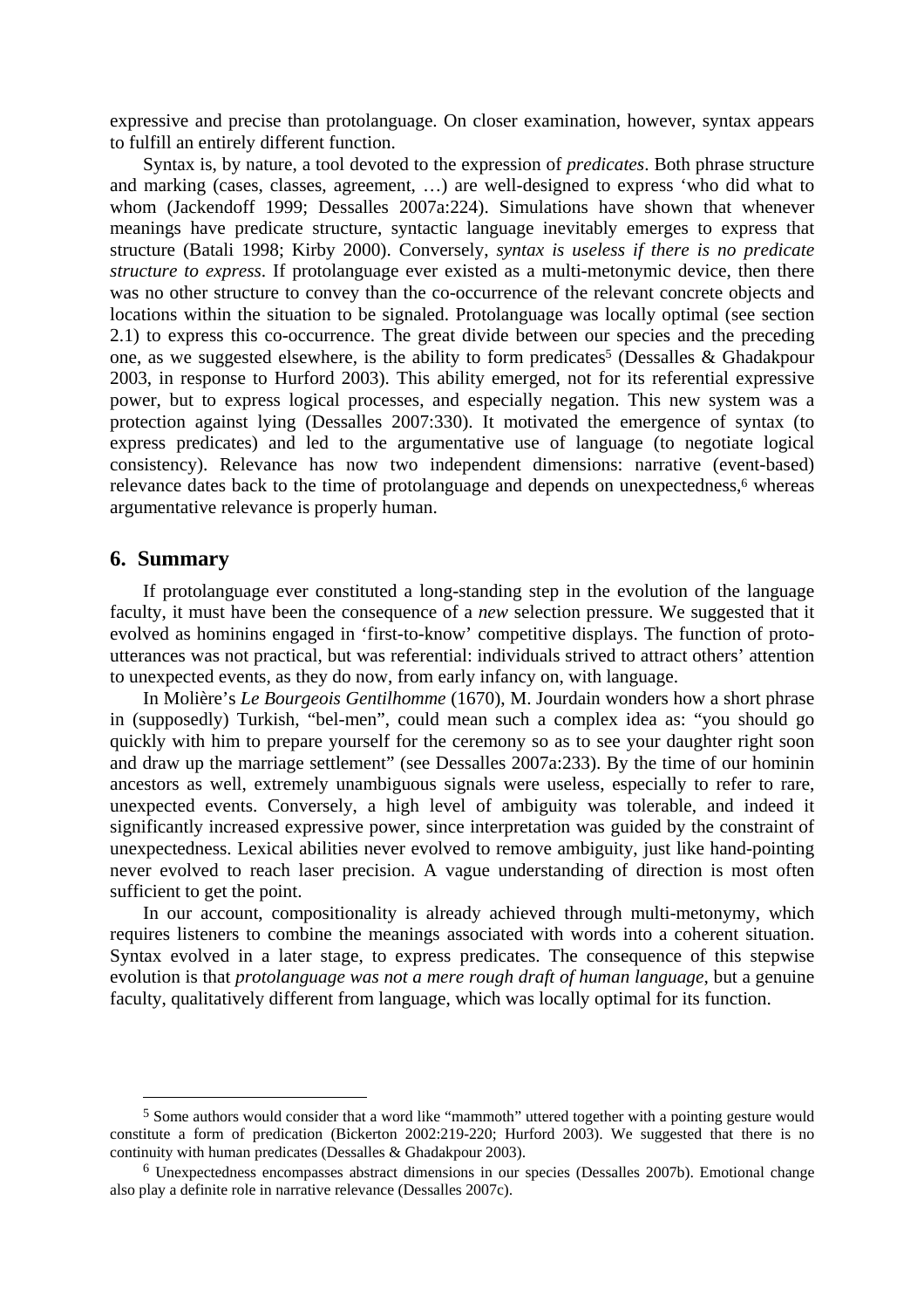expressive and precise than protolanguage. On closer examination, however, syntax appears to fulfill an entirely different function.

Syntax is, by nature, a tool devoted to the expression of *predicates*. Both phrase structure and marking (cases, classes, agreement, …) are well-designed to express 'who did what to whom (Jackendoff 1999; Dessalles 2007a:224). Simulations have shown that whenever meanings have predicate structure, syntactic language inevitably emerges to express that structure (Batali 1998; Kirby 2000). Conversely, *syntax is useless if there is no predicate structure to express*. If protolanguage ever existed as a multi-metonymic device, then there was no other structure to convey than the co-occurrence of the relevant concrete objects and locations within the situation to be signaled. Protolanguage was locally optimal (see section 2.1) to express this co-occurrence. The great divide between our species and the preceding one, as we suggested elsewhere, is the ability to form predicates[5] (Dessalles & Ghadakpour 2003, in response to Hurford 2003). This ability emerged, not for its referential expressive power, but to express logical processes, and especially negation. This new system was a protection against lying (Dessalles 2007:330). It motivated the emergence of syntax (to express predicates) and led to the argumentative use of language (to negotiate logical consistency). Relevance has now two independent dimensions: narrative (event-based) relevance dates back to the time of protolanguage and depends on unexpectedness,[6] whereas argumentative relevance is properly human.

## 6. Summary

If protolanguage ever constituted a long-standing step in the evolution of the language faculty, it must have been the consequence of a *new* selection pressure. We suggested that it evolved as hominins engaged in 'first-to-know' competitive displays. The function of proto-utterances was not practical, but was referential: individuals strived to attract others' attention to unexpected events, as they do now, from early infancy on, with language.

In Molière's *Le Bourgeois Gentilhomme* (1670), M. Jourdain wonders how a short phrase in (supposedly) Turkish, "bel-men", could mean such a complex idea as: "you should go quickly with him to prepare yourself for the ceremony so as to see your daughter right soon and draw up the marriage settlement" (see Dessalles 2007a:233). By the time of our hominin ancestors as well, extremely unambiguous signals were useless, especially to refer to rare, unexpected events. Conversely, a high level of ambiguity was tolerable, and indeed it significantly increased expressive power, since interpretation was guided by the constraint of unexpectedness. Lexical abilities never evolved to remove ambiguity, just like hand-pointing never evolved to reach laser precision. A vague understanding of direction is most often sufficient to get the point.

In our account, compositionality is already achieved through multi-metonymy, which requires listeners to combine the meanings associated with words into a coherent situation. Syntax evolved in a later stage, to express predicates. The consequence of this stepwise evolution is that *protolanguage was not a mere rough draft of human language*, but a genuine faculty, qualitatively different from language, which was locally optimal for its function.

---

[5] Some authors would consider that a word like "mammoth" uttered together with a pointing gesture would constitute a form of predication (Bickerton 2002:219-220; Hurford 2003). We suggested that there is no continuity with human predicates (Dessalles & Ghadakpour 2003).

[6] Unexpectedness encompasses abstract dimensions in our species (Dessalles 2007b). Emotional change also play a definite role in narrative relevance (Dessalles 2007c).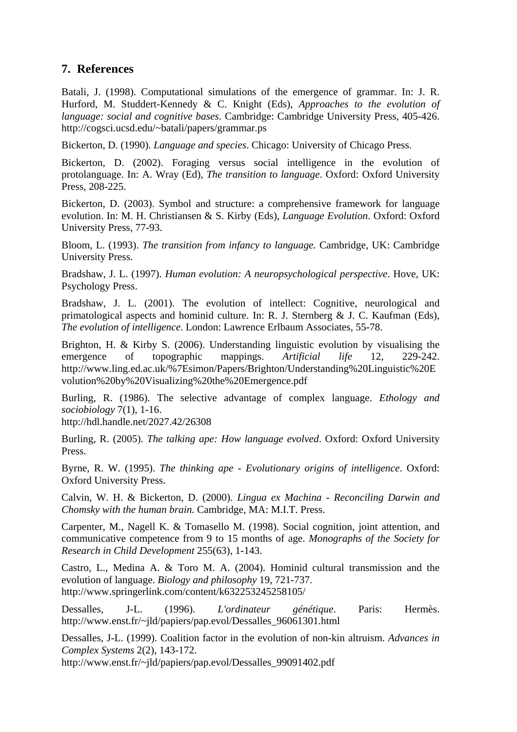## 7. References

Batali, J. (1998). Computational simulations of the emergence of grammar. In: J. R. Hurford, M. Studdert-Kennedy & C. Knight (Eds), *Approaches to the evolution of language: social and cognitive bases*. Cambridge: Cambridge University Press, 405-426. http://cogsci.ucsd.edu/~batali/papers/grammar.ps

Bickerton, D. (1990). *Language and species*. Chicago: University of Chicago Press.

Bickerton, D. (2002). Foraging versus social intelligence in the evolution of protolanguage. In: A. Wray (Ed), *The transition to language*. Oxford: Oxford University Press, 208-225.

Bickerton, D. (2003). Symbol and structure: a comprehensive framework for language evolution. In: M. H. Christiansen & S. Kirby (Eds), *Language Evolution*. Oxford: Oxford University Press, 77-93.

Bloom, L. (1993). *The transition from infancy to language.* Cambridge, UK: Cambridge University Press.

Bradshaw, J. L. (1997). *Human evolution: A neuropsychological perspective*. Hove, UK: Psychology Press.

Bradshaw, J. L. (2001). The evolution of intellect: Cognitive, neurological and primatological aspects and hominid culture. In: R. J. Sternberg & J. C. Kaufman (Eds), *The evolution of intelligence*. London: Lawrence Erlbaum Associates, 55-78.

Brighton, H. & Kirby S. (2006). Understanding linguistic evolution by visualising the emergence of topographic mappings. *Artificial life* 12, 229-242. http://www.ling.ed.ac.uk/%7Esimon/Papers/Brighton/Understanding%20Linguistic%20Evolution%20by%20Visualizing%20the%20Emergence.pdf

Burling, R. (1986). The selective advantage of complex language. *Ethology and sociobiology* 7(1), 1-16.
http://hdl.handle.net/2027.42/26308

Burling, R. (2005). *The talking ape: How language evolved*. Oxford: Oxford University Press.

Byrne, R. W. (1995). *The thinking ape - Evolutionary origins of intelligence*. Oxford: Oxford University Press.

Calvin, W. H. & Bickerton, D. (2000). *Lingua ex Machina - Reconciling Darwin and Chomsky with the human brain.* Cambridge, MA: M.I.T. Press.

Carpenter, M., Nagell K. & Tomasello M. (1998). Social cognition, joint attention, and communicative competence from 9 to 15 months of age. *Monographs of the Society for Research in Child Development* 255(63), 1-143.

Castro, L., Medina A. & Toro M. A. (2004). Hominid cultural transmission and the evolution of language. *Biology and philosophy* 19, 721-737.
http://www.springerlink.com/content/k632253245258105/

Dessalles, J-L. (1996). *L'ordinateur génétique*. Paris: Hermès. http://www.enst.fr/~jld/papiers/pap.evol/Dessalles_96061301.html

Dessalles, J-L. (1999). Coalition factor in the evolution of non-kin altruism. *Advances in Complex Systems* 2(2), 143-172.
http://www.enst.fr/~jld/papiers/pap.evol/Dessalles_99091402.pdf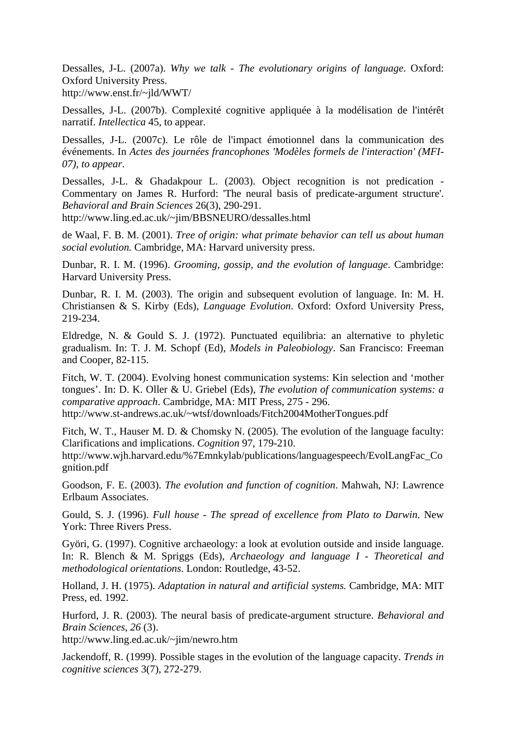Dessalles, J-L. (2007a). *Why we talk - The evolutionary origins of language*. Oxford: Oxford University Press.
http://www.enst.fr/~jld/WWT/

Dessalles, J-L. (2007b). Complexité cognitive appliquée à la modélisation de l'intérêt narratif. *Intellectica* 45, to appear.

Dessalles, J-L. (2007c). Le rôle de l'impact émotionnel dans la communication des événements. In *Actes des journées francophones 'Modèles formels de l'interaction' (MFI-07), to appear*.

Dessalles, J-L. & Ghadakpour L. (2003). Object recognition is not predication - Commentary on James R. Hurford: 'The neural basis of predicate-argument structure'. *Behavioral and Brain Sciences* 26(3), 290-291.
http://www.ling.ed.ac.uk/~jim/BBSNEURO/dessalles.html

de Waal, F. B. M. (2001). *Tree of origin: what primate behavior can tell us about human social evolution.* Cambridge, MA: Harvard university press.

Dunbar, R. I. M. (1996). *Grooming, gossip, and the evolution of language*. Cambridge: Harvard University Press.

Dunbar, R. I. M. (2003). The origin and subsequent evolution of language. In: M. H. Christiansen & S. Kirby (Eds), *Language Evolution*. Oxford: Oxford University Press, 219-234.

Eldredge, N. & Gould S. J. (1972). Punctuated equilibria: an alternative to phyletic gradualism. In: T. J. M. Schopf (Ed), *Models in Paleobiology*. San Francisco: Freeman and Cooper, 82-115.

Fitch, W. T. (2004). Evolving honest communication systems: Kin selection and 'mother tongues'. In: D. K. Oller & U. Griebel (Eds), *The evolution of communication systems: a comparative approach*. Cambridge, MA: MIT Press, 275 - 296.
http://www.st-andrews.ac.uk/~wtsf/downloads/Fitch2004MotherTongues.pdf

Fitch, W. T., Hauser M. D. & Chomsky N. (2005). The evolution of the language faculty: Clarifications and implications. *Cognition* 97, 179-210.
http://www.wjh.harvard.edu/%7Emnkylab/publications/languagespeech/EvolLangFac_Cognition.pdf

Goodson, F. E. (2003). *The evolution and function of cognition*. Mahwah, NJ: Lawrence Erlbaum Associates.

Gould, S. J. (1996). *Full house - The spread of excellence from Plato to Darwin*. New York: Three Rivers Press.

Györi, G. (1997). Cognitive archaeology: a look at evolution outside and inside language. In: R. Blench & M. Spriggs (Eds), *Archaeology and language I - Theoretical and methodological orientations*. London: Routledge, 43-52.

Holland, J. H. (1975). *Adaptation in natural and artificial systems.* Cambridge, MA: MIT Press, ed. 1992.

Hurford, J. R. (2003). The neural basis of predicate-argument structure. *Behavioral and Brain Sciences*, *26* (3).
http://www.ling.ed.ac.uk/~jim/newro.htm

Jackendoff, R. (1999). Possible stages in the evolution of the language capacity. *Trends in cognitive sciences* 3(7), 272-279.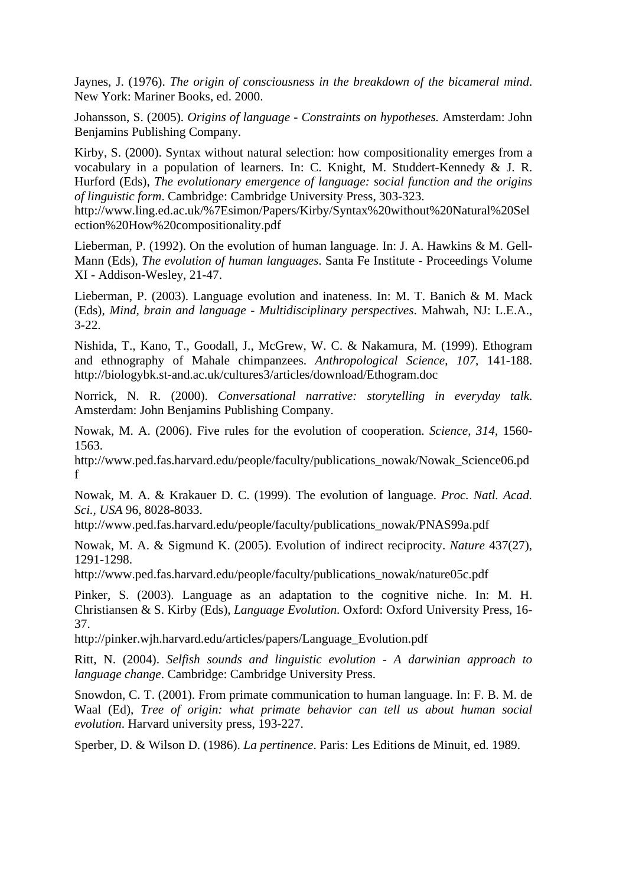Jaynes, J. (1976). *The origin of consciousness in the breakdown of the bicameral mind*. New York: Mariner Books, ed. 2000.

Johansson, S. (2005). *Origins of language - Constraints on hypotheses.* Amsterdam: John Benjamins Publishing Company.

Kirby, S. (2000). Syntax without natural selection: how compositionality emerges from a vocabulary in a population of learners. In: C. Knight, M. Studdert-Kennedy & J. R. Hurford (Eds), *The evolutionary emergence of language: social function and the origins of linguistic form*. Cambridge: Cambridge University Press, 303-323. http://www.ling.ed.ac.uk/%7Esimon/Papers/Kirby/Syntax%20without%20Natural%20Selection%20How%20compositionality.pdf

Lieberman, P. (1992). On the evolution of human language. In: J. A. Hawkins & M. Gell-Mann (Eds), *The evolution of human languages*. Santa Fe Institute - Proceedings Volume XI - Addison-Wesley, 21-47.

Lieberman, P. (2003). Language evolution and inateness. In: M. T. Banich & M. Mack (Eds), *Mind, brain and language - Multidisciplinary perspectives*. Mahwah, NJ: L.E.A., 3-22.

Nishida, T., Kano, T., Goodall, J., McGrew, W. C. & Nakamura, M. (1999). Ethogram and ethnography of Mahale chimpanzees. *Anthropological Science*, *107*, 141-188. http://biologybk.st-and.ac.uk/cultures3/articles/download/Ethogram.doc

Norrick, N. R. (2000). *Conversational narrative: storytelling in everyday talk*. Amsterdam: John Benjamins Publishing Company.

Nowak, M. A. (2006). Five rules for the evolution of cooperation. *Science*, *314*, 1560-1563. http://www.ped.fas.harvard.edu/people/faculty/publications_nowak/Nowak_Science06.pdf

Nowak, M. A. & Krakauer D. C. (1999). The evolution of language. *Proc. Natl. Acad. Sci.*, *USA* 96, 8028-8033. http://www.ped.fas.harvard.edu/people/faculty/publications_nowak/PNAS99a.pdf

Nowak, M. A. & Sigmund K. (2005). Evolution of indirect reciprocity. *Nature* 437(27), 1291-1298. http://www.ped.fas.harvard.edu/people/faculty/publications_nowak/nature05c.pdf

Pinker, S. (2003). Language as an adaptation to the cognitive niche. In: M. H. Christiansen & S. Kirby (Eds), *Language Evolution*. Oxford: Oxford University Press, 16-37. http://pinker.wjh.harvard.edu/articles/papers/Language_Evolution.pdf

Ritt, N. (2004). *Selfish sounds and linguistic evolution - A darwinian approach to language change*. Cambridge: Cambridge University Press.

Snowdon, C. T. (2001). From primate communication to human language. In: F. B. M. de Waal (Ed), *Tree of origin: what primate behavior can tell us about human social evolution*. Harvard university press, 193-227.

Sperber, D. & Wilson D. (1986). *La pertinence*. Paris: Les Editions de Minuit, ed. 1989.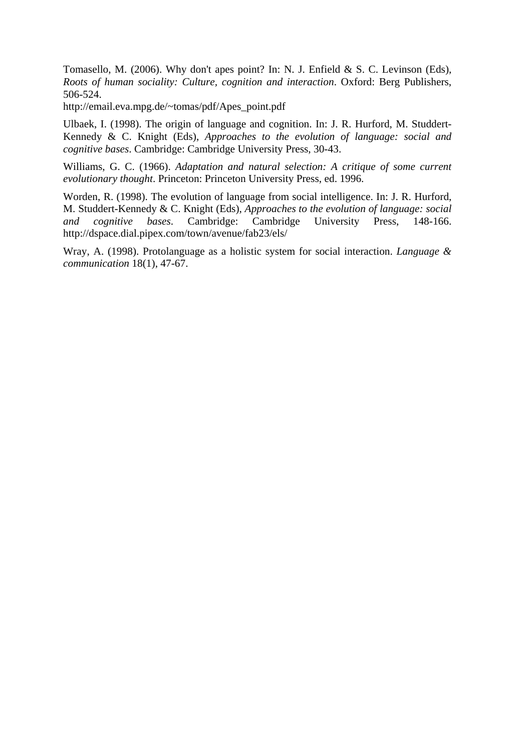Tomasello, M. (2006). Why don't apes point? In: N. J. Enfield & S. C. Levinson (Eds), *Roots of human sociality: Culture, cognition and interaction*. Oxford: Berg Publishers, 506-524.
http://email.eva.mpg.de/~tomas/pdf/Apes_point.pdf

Ulbaek, I. (1998). The origin of language and cognition. In: J. R. Hurford, M. Studdert-Kennedy & C. Knight (Eds), *Approaches to the evolution of language: social and cognitive bases*. Cambridge: Cambridge University Press, 30-43.

Williams, G. C. (1966). *Adaptation and natural selection: A critique of some current evolutionary thought*. Princeton: Princeton University Press, ed. 1996.

Worden, R. (1998). The evolution of language from social intelligence. In: J. R. Hurford, M. Studdert-Kennedy & C. Knight (Eds), *Approaches to the evolution of language: social and cognitive bases*. Cambridge: Cambridge University Press, 148-166. http://dspace.dial.pipex.com/town/avenue/fab23/els/

Wray, A. (1998). Protolanguage as a holistic system for social interaction. *Language & communication* 18(1), 47-67.